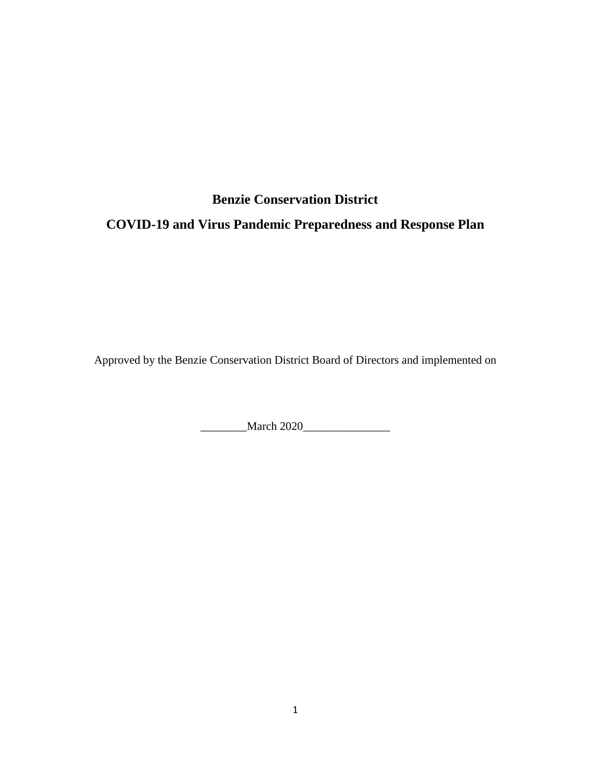# Benzie Conservation District

# COVID-19 and Virus Pandemic Preparedness and Response Plan

Approved by the Benzie Conservation District Board of Directors and implemented on

________March 2020_______________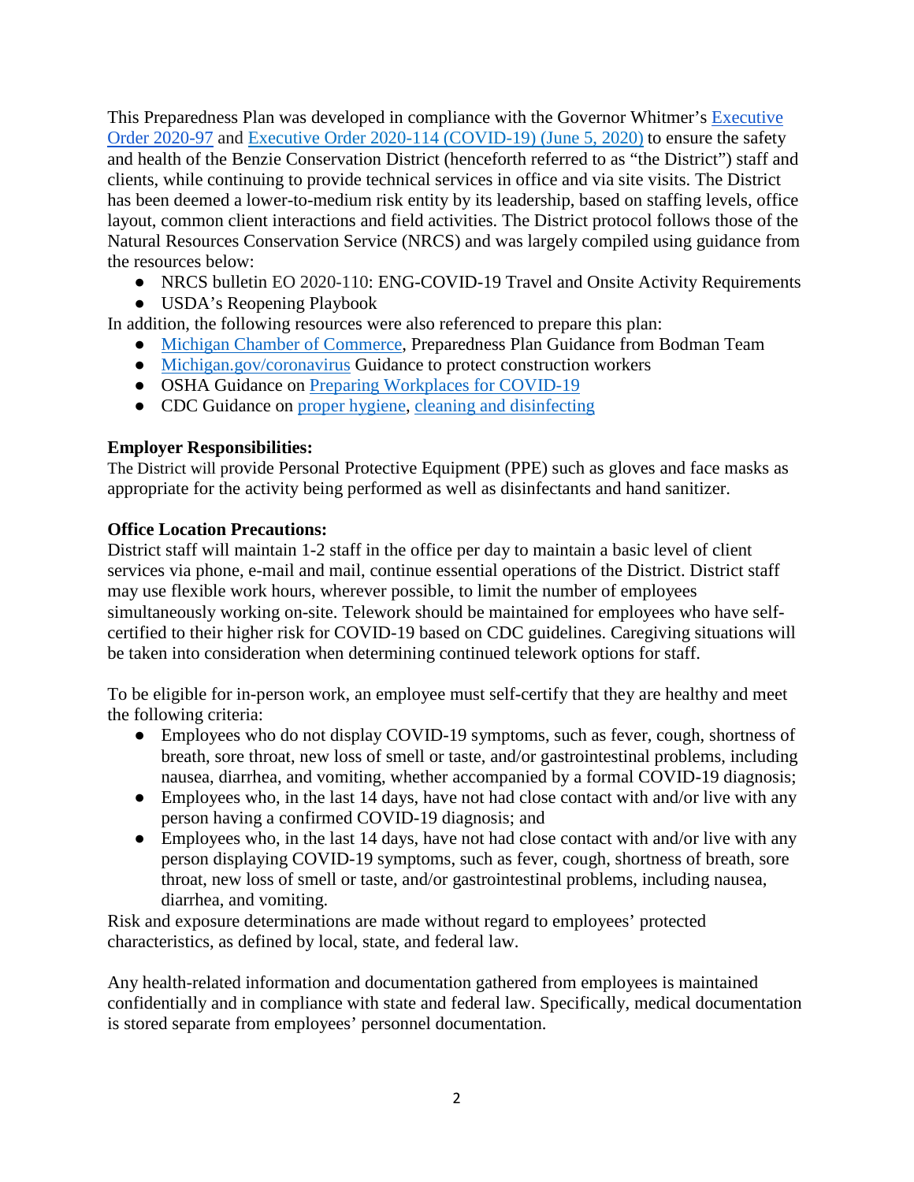This Preparedness Plan was developed in compliance with the Governor Whitmer's Executive Order 2020-97 and Executive Order 2020-114 (COVID-19) (June 5, 2020) to ensure the safety and health of the Benzie Conservation District (henceforth referred to as "the District") staff and clients, while continuing to provide technical services in office and via site visits. The District has been deemed a lower-to-medium risk entity by its leadership, based on staffing levels, office layout, common client interactions and field activities. The District protocol follows those of the Natural Resources Conservation Service (NRCS) and was largely compiled using guidance from the resources below:

- NRCS bulletin EO 2020-110: ENG-COVID-19 Travel and Onsite Activity Requirements
- USDA's Reopening Playbook

In addition, the following resources were also referenced to prepare this plan:

- Michigan Chamber of Commerce, Preparedness Plan Guidance from Bodman Team
- Michigan.gov/coronavirus Guidance to protect construction workers
- OSHA Guidance on Preparing Workplaces for COVID-19
- CDC Guidance on proper hygiene, cleaning and disinfecting

**Employer Responsibilities:**

The District will provide Personal Protective Equipment (PPE) such as gloves and face masks as appropriate for the activity being performed as well as disinfectants and hand sanitizer.

**Office Location Precautions:**

District staff will maintain 1-2 staff in the office per day to maintain a basic level of client services via phone, e-mail and mail, continue essential operations of the District. District staff may use flexible work hours, wherever possible, to limit the number of employees simultaneously working on-site. Telework should be maintained for employees who have self-certified to their higher risk for COVID-19 based on CDC guidelines. Caregiving situations will be taken into consideration when determining continued telework options for staff.

To be eligible for in-person work, an employee must self-certify that they are healthy and meet the following criteria:

- Employees who do not display COVID-19 symptoms, such as fever, cough, shortness of breath, sore throat, new loss of smell or taste, and/or gastrointestinal problems, including nausea, diarrhea, and vomiting, whether accompanied by a formal COVID-19 diagnosis;
- Employees who, in the last 14 days, have not had close contact with and/or live with any person having a confirmed COVID-19 diagnosis; and
- Employees who, in the last 14 days, have not had close contact with and/or live with any person displaying COVID-19 symptoms, such as fever, cough, shortness of breath, sore throat, new loss of smell or taste, and/or gastrointestinal problems, including nausea, diarrhea, and vomiting.

Risk and exposure determinations are made without regard to employees' protected characteristics, as defined by local, state, and federal law.

Any health-related information and documentation gathered from employees is maintained confidentially and in compliance with state and federal law. Specifically, medical documentation is stored separate from employees' personnel documentation.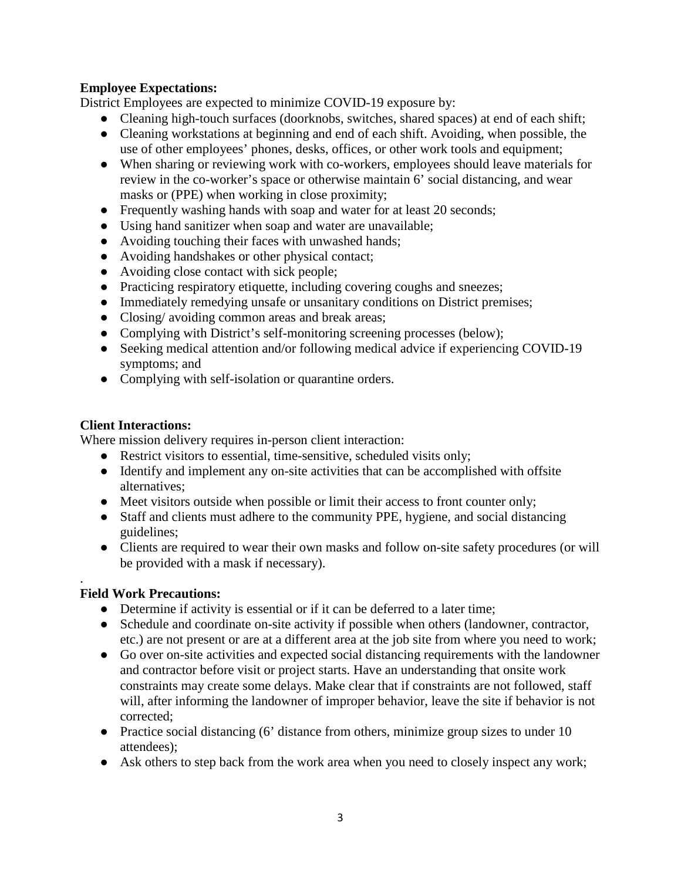**Employee Expectations:**

District Employees are expected to minimize COVID-19 exposure by:

- Cleaning high-touch surfaces (doorknobs, switches, shared spaces) at end of each shift;
- Cleaning workstations at beginning and end of each shift. Avoiding, when possible, the use of other employees' phones, desks, offices, or other work tools and equipment;
- When sharing or reviewing work with co-workers, employees should leave materials for review in the co-worker's space or otherwise maintain 6' social distancing, and wear masks or (PPE) when working in close proximity;
- Frequently washing hands with soap and water for at least 20 seconds;
- Using hand sanitizer when soap and water are unavailable;
- Avoiding touching their faces with unwashed hands;
- Avoiding handshakes or other physical contact;
- Avoiding close contact with sick people;
- Practicing respiratory etiquette, including covering coughs and sneezes;
- Immediately remedying unsafe or unsanitary conditions on District premises;
- Closing/ avoiding common areas and break areas;
- Complying with District's self-monitoring screening processes (below);
- Seeking medical attention and/or following medical advice if experiencing COVID-19 symptoms; and
- Complying with self-isolation or quarantine orders.

**Client Interactions:**

Where mission delivery requires in-person client interaction:

- Restrict visitors to essential, time-sensitive, scheduled visits only;
- Identify and implement any on-site activities that can be accomplished with offsite alternatives;
- Meet visitors outside when possible or limit their access to front counter only;
- Staff and clients must adhere to the community PPE, hygiene, and social distancing guidelines;
- Clients are required to wear their own masks and follow on-site safety procedures (or will be provided with a mask if necessary).

.

**Field Work Precautions:**

- Determine if activity is essential or if it can be deferred to a later time;
- Schedule and coordinate on-site activity if possible when others (landowner, contractor, etc.) are not present or are at a different area at the job site from where you need to work;
- Go over on-site activities and expected social distancing requirements with the landowner and contractor before visit or project starts. Have an understanding that onsite work constraints may create some delays. Make clear that if constraints are not followed, staff will, after informing the landowner of improper behavior, leave the site if behavior is not corrected;
- Practice social distancing (6' distance from others, minimize group sizes to under 10 attendees);
- Ask others to step back from the work area when you need to closely inspect any work;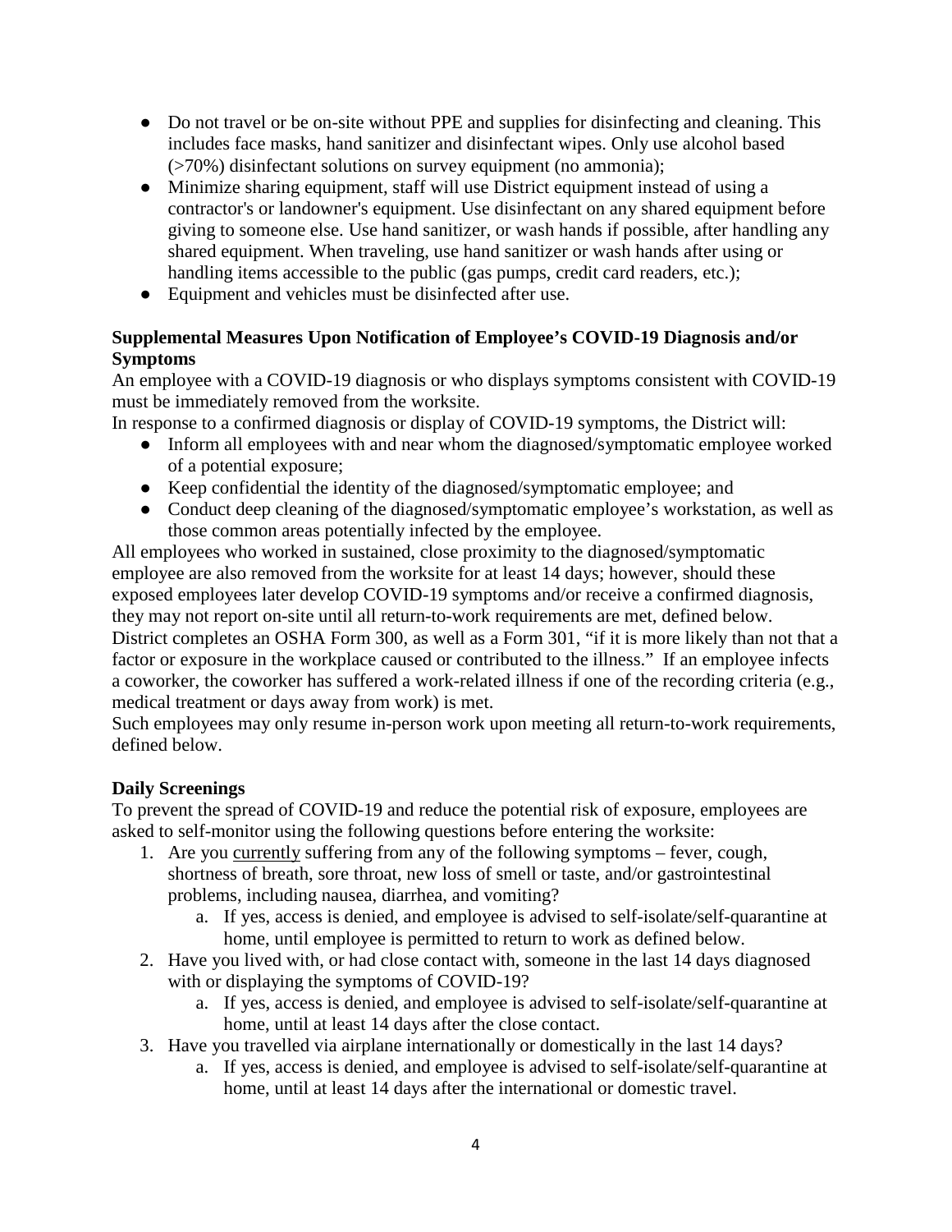- Do not travel or be on-site without PPE and supplies for disinfecting and cleaning. This includes face masks, hand sanitizer and disinfectant wipes. Only use alcohol based (>70%) disinfectant solutions on survey equipment (no ammonia);
- Minimize sharing equipment, staff will use District equipment instead of using a contractor's or landowner's equipment. Use disinfectant on any shared equipment before giving to someone else. Use hand sanitizer, or wash hands if possible, after handling any shared equipment. When traveling, use hand sanitizer or wash hands after using or handling items accessible to the public (gas pumps, credit card readers, etc.);
- Equipment and vehicles must be disinfected after use.

**Supplemental Measures Upon Notification of Employee's COVID-19 Diagnosis and/or Symptoms**

An employee with a COVID-19 diagnosis or who displays symptoms consistent with COVID-19 must be immediately removed from the worksite.

In response to a confirmed diagnosis or display of COVID-19 symptoms, the District will:

- Inform all employees with and near whom the diagnosed/symptomatic employee worked of a potential exposure;
- Keep confidential the identity of the diagnosed/symptomatic employee; and
- Conduct deep cleaning of the diagnosed/symptomatic employee's workstation, as well as those common areas potentially infected by the employee.

All employees who worked in sustained, close proximity to the diagnosed/symptomatic employee are also removed from the worksite for at least 14 days; however, should these exposed employees later develop COVID-19 symptoms and/or receive a confirmed diagnosis, they may not report on-site until all return-to-work requirements are met, defined below.

District completes an OSHA Form 300, as well as a Form 301, "if it is more likely than not that a factor or exposure in the workplace caused or contributed to the illness." If an employee infects a coworker, the coworker has suffered a work-related illness if one of the recording criteria (e.g., medical treatment or days away from work) is met.

Such employees may only resume in-person work upon meeting all return-to-work requirements, defined below.

**Daily Screenings**

To prevent the spread of COVID-19 and reduce the potential risk of exposure, employees are asked to self-monitor using the following questions before entering the worksite:

1. Are you currently suffering from any of the following symptoms – fever, cough, shortness of breath, sore throat, new loss of smell or taste, and/or gastrointestinal problems, including nausea, diarrhea, and vomiting?
   a. If yes, access is denied, and employee is advised to self-isolate/self-quarantine at home, until employee is permitted to return to work as defined below.
2. Have you lived with, or had close contact with, someone in the last 14 days diagnosed with or displaying the symptoms of COVID-19?
   a. If yes, access is denied, and employee is advised to self-isolate/self-quarantine at home, until at least 14 days after the close contact.
3. Have you travelled via airplane internationally or domestically in the last 14 days?
   a. If yes, access is denied, and employee is advised to self-isolate/self-quarantine at home, until at least 14 days after the international or domestic travel.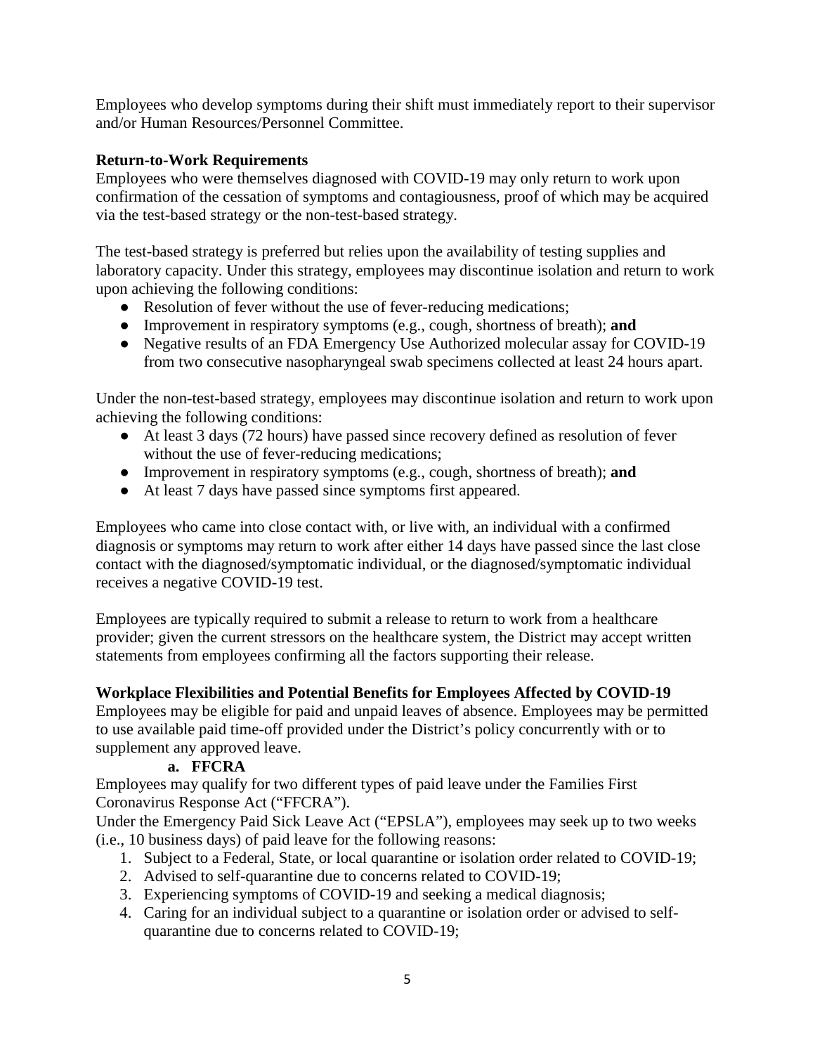Employees who develop symptoms during their shift must immediately report to their supervisor and/or Human Resources/Personnel Committee.

**Return-to-Work Requirements**

Employees who were themselves diagnosed with COVID-19 may only return to work upon confirmation of the cessation of symptoms and contagiousness, proof of which may be acquired via the test-based strategy or the non-test-based strategy.

The test-based strategy is preferred but relies upon the availability of testing supplies and laboratory capacity. Under this strategy, employees may discontinue isolation and return to work upon achieving the following conditions:

- Resolution of fever without the use of fever-reducing medications;
- Improvement in respiratory symptoms (e.g., cough, shortness of breath); **and**
- Negative results of an FDA Emergency Use Authorized molecular assay for COVID-19 from two consecutive nasopharyngeal swab specimens collected at least 24 hours apart.

Under the non-test-based strategy, employees may discontinue isolation and return to work upon achieving the following conditions:

- At least 3 days (72 hours) have passed since recovery defined as resolution of fever without the use of fever-reducing medications;
- Improvement in respiratory symptoms (e.g., cough, shortness of breath); **and**
- At least 7 days have passed since symptoms first appeared.

Employees who came into close contact with, or live with, an individual with a confirmed diagnosis or symptoms may return to work after either 14 days have passed since the last close contact with the diagnosed/symptomatic individual, or the diagnosed/symptomatic individual receives a negative COVID-19 test.

Employees are typically required to submit a release to return to work from a healthcare provider; given the current stressors on the healthcare system, the District may accept written statements from employees confirming all the factors supporting their release.

**Workplace Flexibilities and Potential Benefits for Employees Affected by COVID-19**

Employees may be eligible for paid and unpaid leaves of absence. Employees may be permitted to use available paid time-off provided under the District's policy concurrently with or to supplement any approved leave.

**a. FFCRA**

Employees may qualify for two different types of paid leave under the Families First Coronavirus Response Act ("FFCRA").

Under the Emergency Paid Sick Leave Act ("EPSLA"), employees may seek up to two weeks (i.e., 10 business days) of paid leave for the following reasons:

1. Subject to a Federal, State, or local quarantine or isolation order related to COVID-19;
2. Advised to self-quarantine due to concerns related to COVID-19;
3. Experiencing symptoms of COVID-19 and seeking a medical diagnosis;
4. Caring for an individual subject to a quarantine or isolation order or advised to self-quarantine due to concerns related to COVID-19;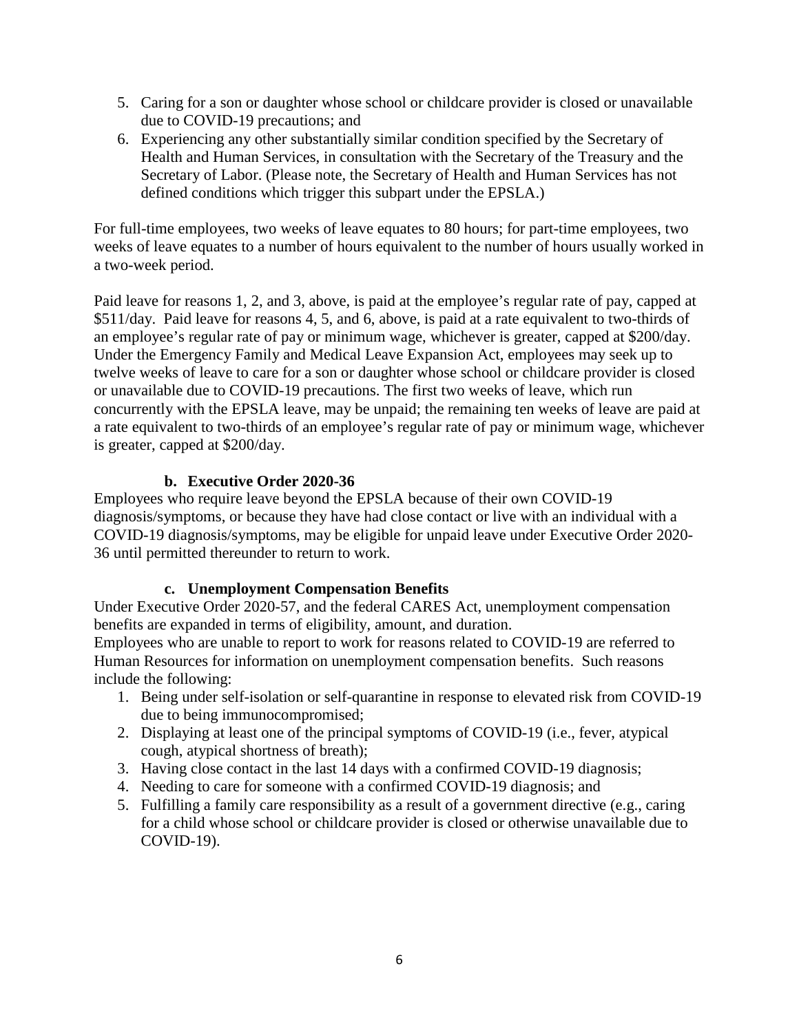5. Caring for a son or daughter whose school or childcare provider is closed or unavailable due to COVID-19 precautions; and
6. Experiencing any other substantially similar condition specified by the Secretary of Health and Human Services, in consultation with the Secretary of the Treasury and the Secretary of Labor. (Please note, the Secretary of Health and Human Services has not defined conditions which trigger this subpart under the EPSLA.)

For full-time employees, two weeks of leave equates to 80 hours; for part-time employees, two weeks of leave equates to a number of hours equivalent to the number of hours usually worked in a two-week period.

Paid leave for reasons 1, 2, and 3, above, is paid at the employee's regular rate of pay, capped at $511/day. Paid leave for reasons 4, 5, and 6, above, is paid at a rate equivalent to two-thirds of an employee's regular rate of pay or minimum wage, whichever is greater, capped at $200/day. Under the Emergency Family and Medical Leave Expansion Act, employees may seek up to twelve weeks of leave to care for a son or daughter whose school or childcare provider is closed or unavailable due to COVID-19 precautions. The first two weeks of leave, which run concurrently with the EPSLA leave, may be unpaid; the remaining ten weeks of leave are paid at a rate equivalent to two-thirds of an employee's regular rate of pay or minimum wage, whichever is greater, capped at $200/day.

### b. Executive Order 2020-36

Employees who require leave beyond the EPSLA because of their own COVID-19 diagnosis/symptoms, or because they have had close contact or live with an individual with a COVID-19 diagnosis/symptoms, may be eligible for unpaid leave under Executive Order 2020-36 until permitted thereunder to return to work.

### c. Unemployment Compensation Benefits

Under Executive Order 2020-57, and the federal CARES Act, unemployment compensation benefits are expanded in terms of eligibility, amount, and duration.

Employees who are unable to report to work for reasons related to COVID-19 are referred to Human Resources for information on unemployment compensation benefits. Such reasons include the following:

1. Being under self-isolation or self-quarantine in response to elevated risk from COVID-19 due to being immunocompromised;
2. Displaying at least one of the principal symptoms of COVID-19 (i.e., fever, atypical cough, atypical shortness of breath);
3. Having close contact in the last 14 days with a confirmed COVID-19 diagnosis;
4. Needing to care for someone with a confirmed COVID-19 diagnosis; and
5. Fulfilling a family care responsibility as a result of a government directive (e.g., caring for a child whose school or childcare provider is closed or otherwise unavailable due to COVID-19).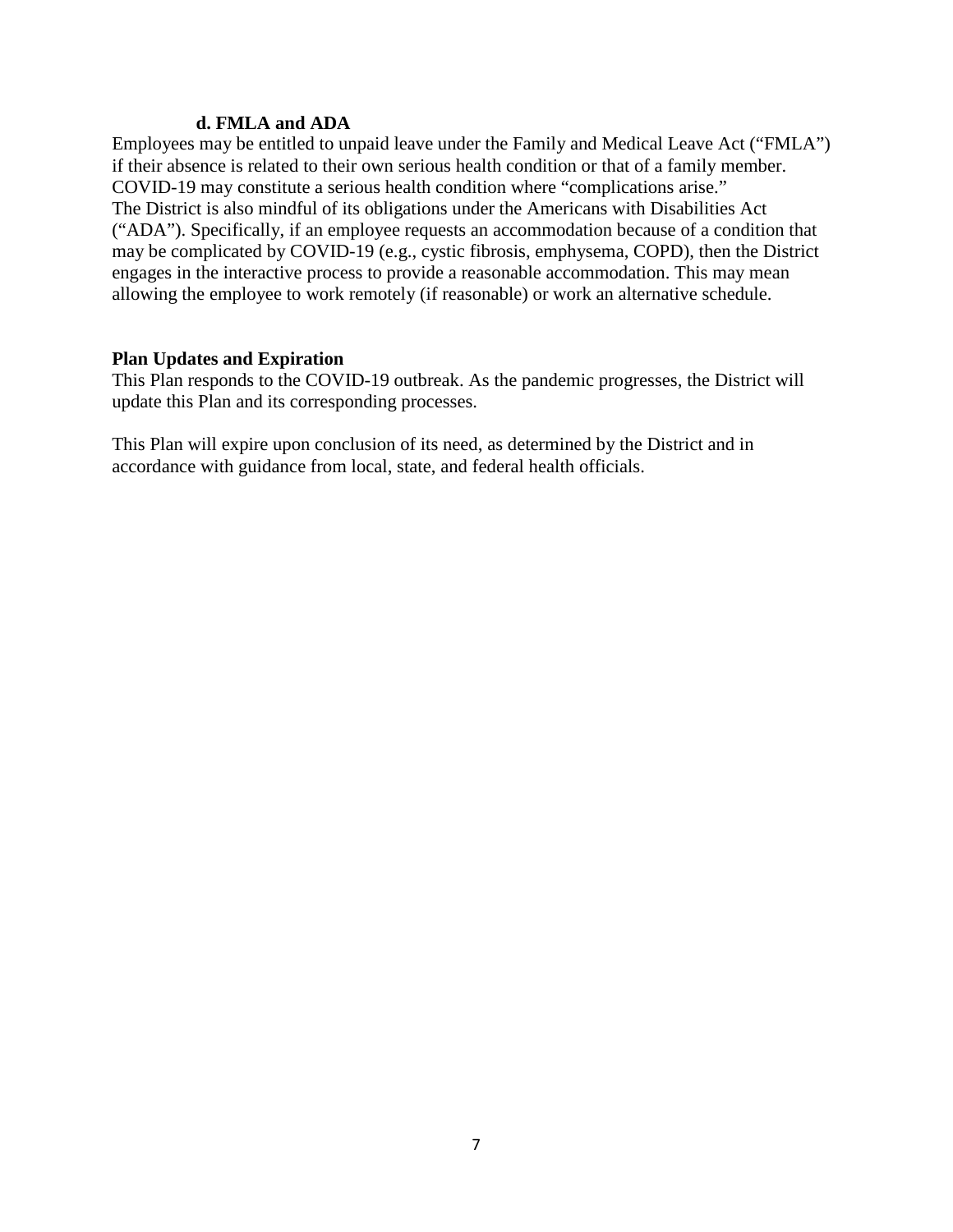#### d. FMLA and ADA

Employees may be entitled to unpaid leave under the Family and Medical Leave Act ("FMLA") if their absence is related to their own serious health condition or that of a family member. COVID-19 may constitute a serious health condition where "complications arise."
The District is also mindful of its obligations under the Americans with Disabilities Act ("ADA"). Specifically, if an employee requests an accommodation because of a condition that may be complicated by COVID-19 (e.g., cystic fibrosis, emphysema, COPD), then the District engages in the interactive process to provide a reasonable accommodation. This may mean allowing the employee to work remotely (if reasonable) or work an alternative schedule.

### Plan Updates and Expiration

This Plan responds to the COVID-19 outbreak. As the pandemic progresses, the District will update this Plan and its corresponding processes.

This Plan will expire upon conclusion of its need, as determined by the District and in accordance with guidance from local, state, and federal health officials.